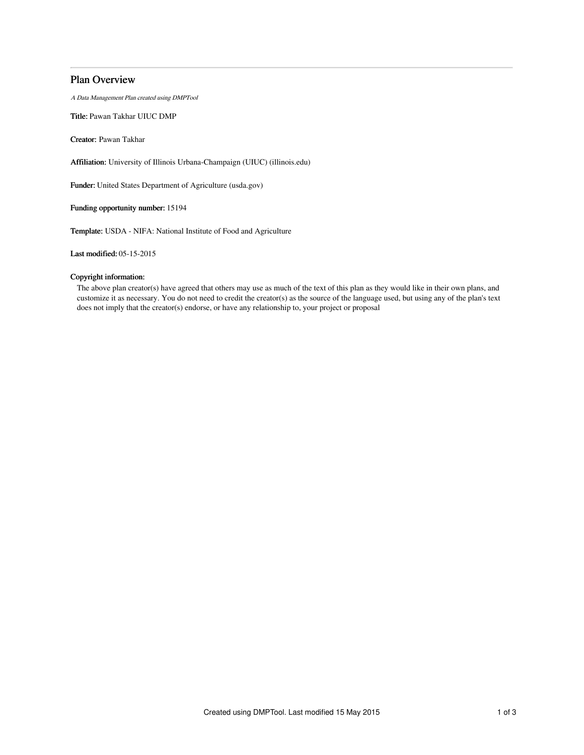# Plan Overview

*A Data Management Plan created using DMPTool*

**Title:** Pawan Takhar UIUC DMP

**Creator:** Pawan Takhar

**Affiliation:** University of Illinois Urbana-Champaign (UIUC) (illinois.edu)

**Funder:** United States Department of Agriculture (usda.gov)

**Funding opportunity number:** 15194

**Template:** USDA - NIFA: National Institute of Food and Agriculture

**Last modified:** 05-15-2015

**Copyright information:**

The above plan creator(s) have agreed that others may use as much of the text of this plan as they would like in their own plans, and customize it as necessary. You do not need to credit the creator(s) as the source of the language used, but using any of the plan's text does not imply that the creator(s) endorse, or have any relationship to, your project or proposal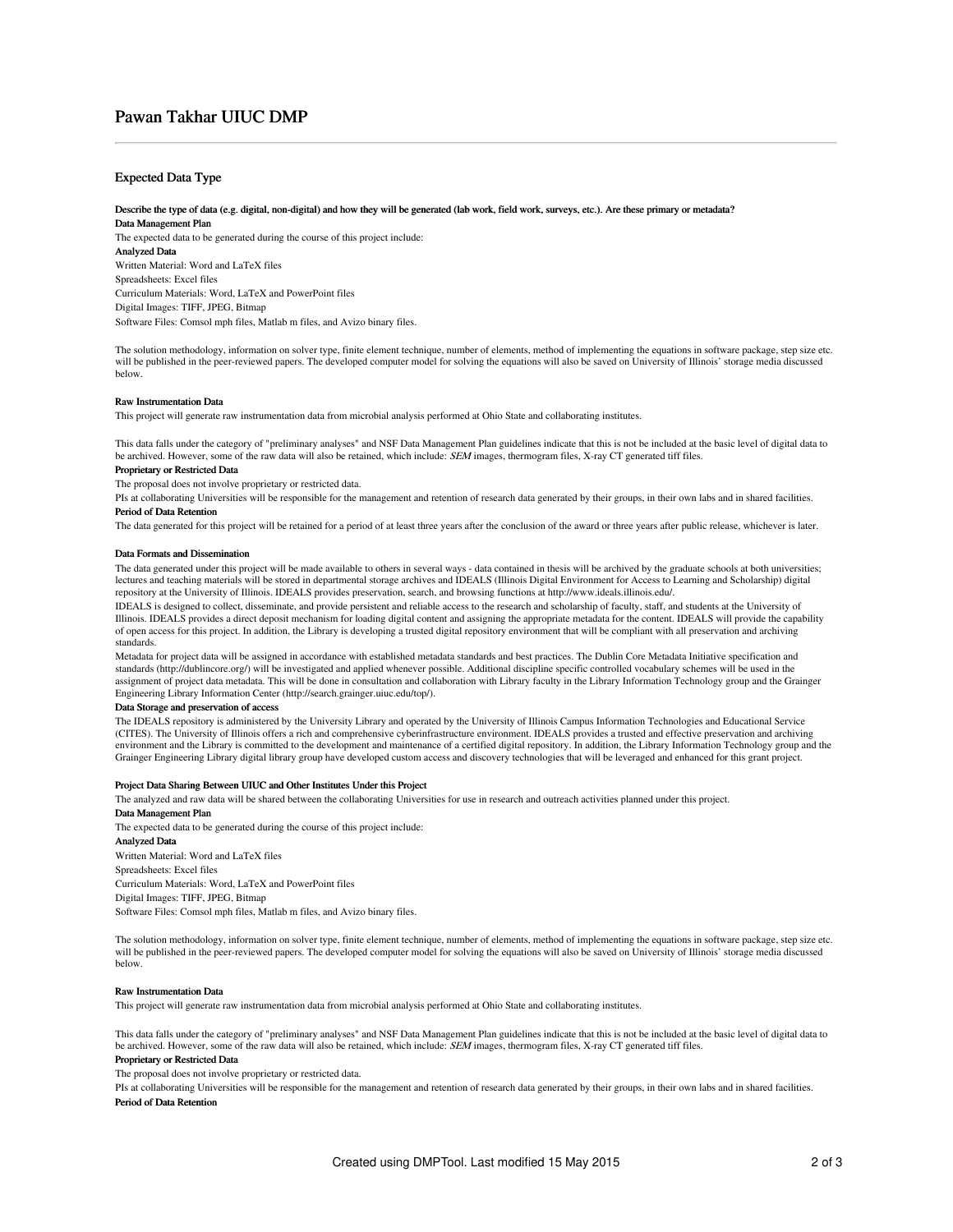# Pawan Takhar UIUC DMP

## Expected Data Type

**Describe the type of data (e.g. digital, non-digital) and how they will be generated (lab work, field work, surveys, etc.). Are these primary or metadata?**

**Data Management Plan**

The expected data to be generated during the course of this project include:

**Analyzed Data**

Written Material: Word and LaTeX files

Spreadsheets: Excel files

Curriculum Materials: Word, LaTeX and PowerPoint files

Digital Images: TIFF, JPEG, Bitmap

Software Files: Comsol mph files, Matlab m files, and Avizo binary files.

The solution methodology, information on solver type, finite element technique, number of elements, method of implementing the equations in software package, step size etc. will be published in the peer-reviewed papers. The developed computer model for solving the equations will also be saved on University of Illinois' storage media discussed below.

**Raw Instrumentation Data**

This project will generate raw instrumentation data from microbial analysis performed at Ohio State and collaborating institutes.

This data falls under the category of "preliminary analyses" and NSF Data Management Plan guidelines indicate that this is not be included at the basic level of digital data to be archived. However, some of the raw data will also be retained, which include: *SEM* images, thermogram files, X-ray CT generated tiff files.

**Proprietary or Restricted Data**

The proposal does not involve proprietary or restricted data.

PIs at collaborating Universities will be responsible for the management and retention of research data generated by their groups, in their own labs and in shared facilities.

**Period of Data Retention**

The data generated for this project will be retained for a period of at least three years after the conclusion of the award or three years after public release, whichever is later.

**Data Formats and Dissemination**

The data generated under this project will be made available to others in several ways - data contained in thesis will be archived by the graduate schools at both universities; lectures and teaching materials will be stored in departmental storage archives and IDEALS (Illinois Digital Environment for Access to Learning and Scholarship) digital repository at the University of Illinois. IDEALS provides preservation, search, and browsing functions at http://www.ideals.illinois.edu/.

IDEALS is designed to collect, disseminate, and provide persistent and reliable access to the research and scholarship of faculty, staff, and students at the University of Illinois. IDEALS provides a direct deposit mechanism for loading digital content and assigning the appropriate metadata for the content. IDEALS will provide the capability of open access for this project. In addition, the Library is developing a trusted digital repository environment that will be compliant with all preservation and archiving standards.

Metadata for project data will be assigned in accordance with established metadata standards and best practices. The Dublin Core Metadata Initiative specification and standards (http://dublincore.org/) will be investigated and applied whenever possible. Additional discipline specific controlled vocabulary schemes will be used in the assignment of project data metadata. This will be done in consultation and collaboration with Library faculty in the Library Information Technology group and the Grainger Engineering Library Information Center (http://search.grainger.uiuc.edu/top/).

**Data Storage and preservation of access**

The IDEALS repository is administered by the University Library and operated by the University of Illinois Campus Information Technologies and Educational Service (CITES). The University of Illinois offers a rich and comprehensive cyberinfrastructure environment. IDEALS provides a trusted and effective preservation and archiving environment and the Library is committed to the development and maintenance of a certified digital repository. In addition, the Library Information Technology group and the Grainger Engineering Library digital library group have developed custom access and discovery technologies that will be leveraged and enhanced for this grant project.

**Project Data Sharing Between UIUC and Other Institutes Under this Project**

The analyzed and raw data will be shared between the collaborating Universities for use in research and outreach activities planned under this project.

**Data Management Plan**

The expected data to be generated during the course of this project include:

**Analyzed Data**

Written Material: Word and LaTeX files

Spreadsheets: Excel files

Curriculum Materials: Word, LaTeX and PowerPoint files

Digital Images: TIFF, JPEG, Bitmap

Software Files: Comsol mph files, Matlab m files, and Avizo binary files.

The solution methodology, information on solver type, finite element technique, number of elements, method of implementing the equations in software package, step size etc. will be published in the peer-reviewed papers. The developed computer model for solving the equations will also be saved on University of Illinois' storage media discussed below.

**Raw Instrumentation Data**

This project will generate raw instrumentation data from microbial analysis performed at Ohio State and collaborating institutes.

This data falls under the category of "preliminary analyses" and NSF Data Management Plan guidelines indicate that this is not be included at the basic level of digital data to be archived. However, some of the raw data will also be retained, which include: *SEM* images, thermogram files, X-ray CT generated tiff files.

**Proprietary or Restricted Data**

The proposal does not involve proprietary or restricted data.

PIs at collaborating Universities will be responsible for the management and retention of research data generated by their groups, in their own labs and in shared facilities.

**Period of Data Retention**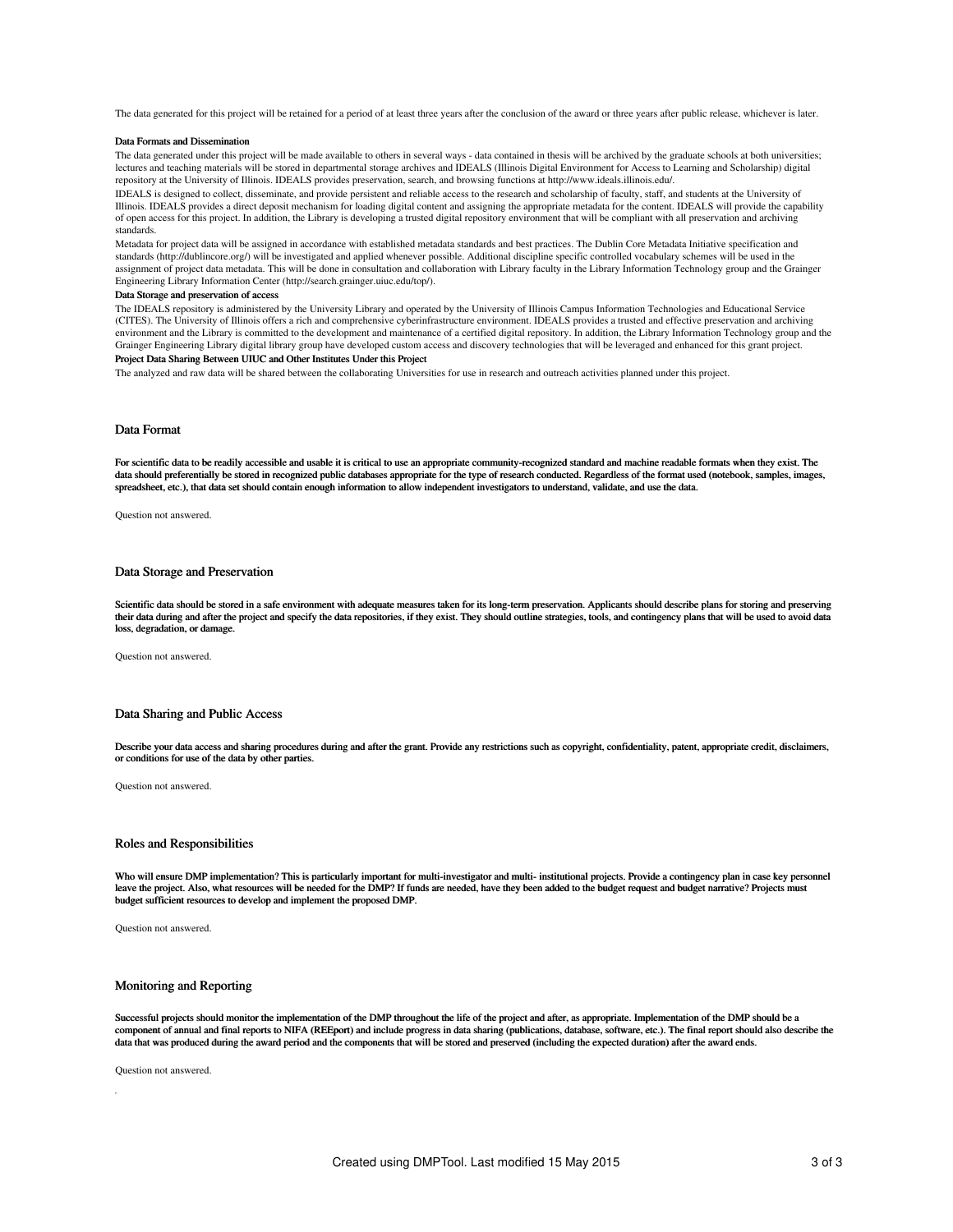The data generated for this project will be retained for a period of at least three years after the conclusion of the award or three years after public release, whichever is later.

**Data Formats and Dissemination**

The data generated under this project will be made available to others in several ways - data contained in thesis will be archived by the graduate schools at both universities; lectures and teaching materials will be stored in departmental storage archives and IDEALS (Illinois Digital Environment for Access to Learning and Scholarship) digital repository at the University of Illinois. IDEALS provides preservation, search, and browsing functions at http://www.ideals.illinois.edu/.

IDEALS is designed to collect, disseminate, and provide persistent and reliable access to the research and scholarship of faculty, staff, and students at the University of Illinois. IDEALS provides a direct deposit mechanism for loading digital content and assigning the appropriate metadata for the content. IDEALS will provide the capability of open access for this project. In addition, the Library is developing a trusted digital repository environment that will be compliant with all preservation and archiving standards.

Metadata for project data will be assigned in accordance with established metadata standards and best practices. The Dublin Core Metadata Initiative specification and standards (http://dublincore.org/) will be investigated and applied whenever possible. Additional discipline specific controlled vocabulary schemes will be used in the assignment of project data metadata. This will be done in consultation and collaboration with Library faculty in the Library Information Technology group and the Grainger Engineering Library Information Center (http://search.grainger.uiuc.edu/top/).

**Data Storage and preservation of access**

The IDEALS repository is administered by the University Library and operated by the University of Illinois Campus Information Technologies and Educational Service (CITES). The University of Illinois offers a rich and comprehensive cyberinfrastructure environment. IDEALS provides a trusted and effective preservation and archiving environment and the Library is committed to the development and maintenance of a certified digital repository. In addition, the Library Information Technology group and the Grainger Engineering Library digital library group have developed custom access and discovery technologies that will be leveraged and enhanced for this grant project.

**Project Data Sharing Between UIUC and Other Institutes Under this Project**

The analyzed and raw data will be shared between the collaborating Universities for use in research and outreach activities planned under this project.

## Data Format

**For scientific data to be readily accessible and usable it is critical to use an appropriate community-recognized standard and machine readable formats when they exist. The data should preferentially be stored in recognized public databases appropriate for the type of research conducted. Regardless of the format used (notebook, samples, images, spreadsheet, etc.), that data set should contain enough information to allow independent investigators to understand, validate, and use the data.**

Question not answered.

## Data Storage and Preservation

**Scientific data should be stored in a safe environment with adequate measures taken for its long-term preservation. Applicants should describe plans for storing and preserving their data during and after the project and specify the data repositories, if they exist. They should outline strategies, tools, and contingency plans that will be used to avoid data loss, degradation, or damage.**

Question not answered.

## Data Sharing and Public Access

**Describe your data access and sharing procedures during and after the grant. Provide any restrictions such as copyright, confidentiality, patent, appropriate credit, disclaimers, or conditions for use of the data by other parties.**

Question not answered.

## Roles and Responsibilities

**Who will ensure DMP implementation? This is particularly important for multi-investigator and multi- institutional projects. Provide a contingency plan in case key personnel leave the project. Also, what resources will be needed for the DMP? If funds are needed, have they been added to the budget request and budget narrative? Projects must budget sufficient resources to develop and implement the proposed DMP.**

Question not answered.

## Monitoring and Reporting

**Successful projects should monitor the implementation of the DMP throughout the life of the project and after, as appropriate. Implementation of the DMP should be a component of annual and final reports to NIFA (REEport) and include progress in data sharing (publications, database, software, etc.). The final report should also describe the data that was produced during the award period and the components that will be stored and preserved (including the expected duration) after the award ends.**

Question not answered.

.

Created using DMPTool. Last modified 15 May 2015